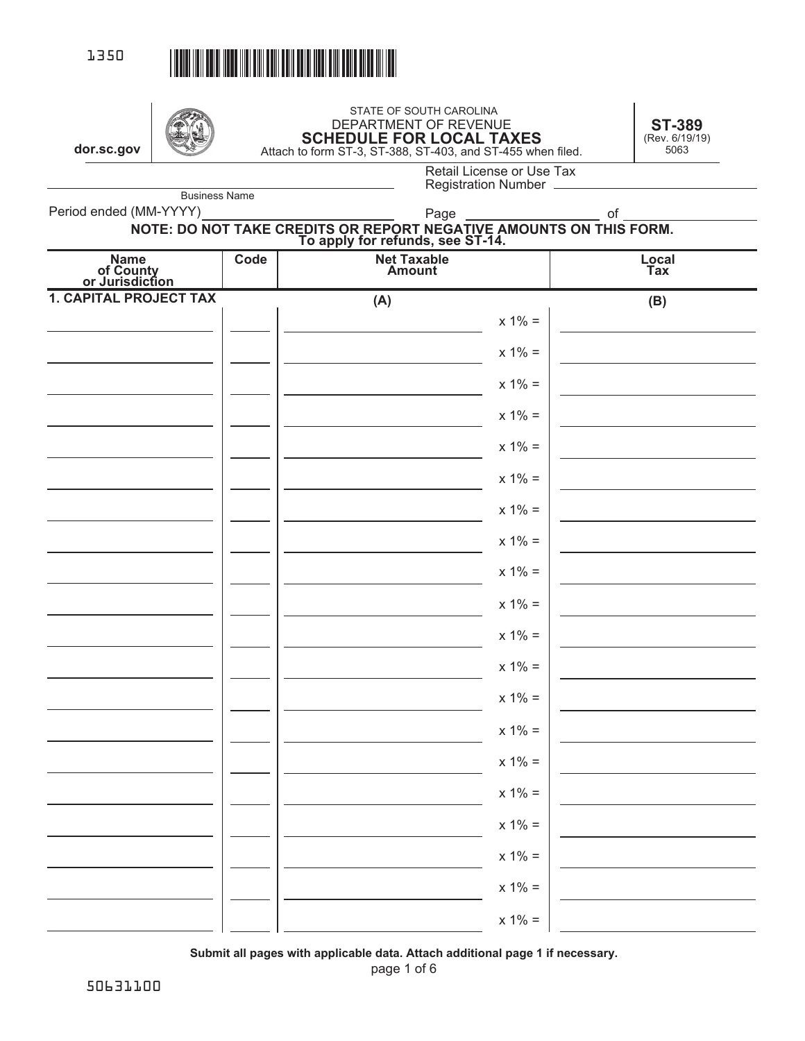1350

dor.sc.gov

STATE OF SOUTH CAROLINA
DEPARTMENT OF REVENUE

# SCHEDULE FOR LOCAL TAXES

Attach to form ST-3, ST-388, ST-403, and ST-455 when filed.

**ST-389**
(Rev. 6/19/19)
5063

Business Name ______________________

Retail License or Use Tax Registration Number ______________________

Period ended (MM-YYYY) ______________________ Page __________ of __________

**NOTE: DO NOT TAKE CREDITS OR REPORT NEGATIVE AMOUNTS ON THIS FORM. To apply for refunds, see ST-14.**

| Name of County or Jurisdiction | Code | Net Taxable Amount | | Local Tax |
|---|---|---|---|---|
| **1. CAPITAL PROJECT TAX** | | **(A)** | | **(B)** |
| | | | x 1% = | |
| | | | x 1% = | |
| | | | x 1% = | |
| | | | x 1% = | |
| | | | x 1% = | |
| | | | x 1% = | |
| | | | x 1% = | |
| | | | x 1% = | |
| | | | x 1% = | |
| | | | x 1% = | |
| | | | x 1% = | |
| | | | x 1% = | |
| | | | x 1% = | |
| | | | x 1% = | |
| | | | x 1% = | |
| | | | x 1% = | |
| | | | x 1% = | |
| | | | x 1% = | |
| | | | x 1% = | |
| | | | x 1% = | |

**Submit all pages with applicable data. Attach additional page 1 if necessary.**

50631100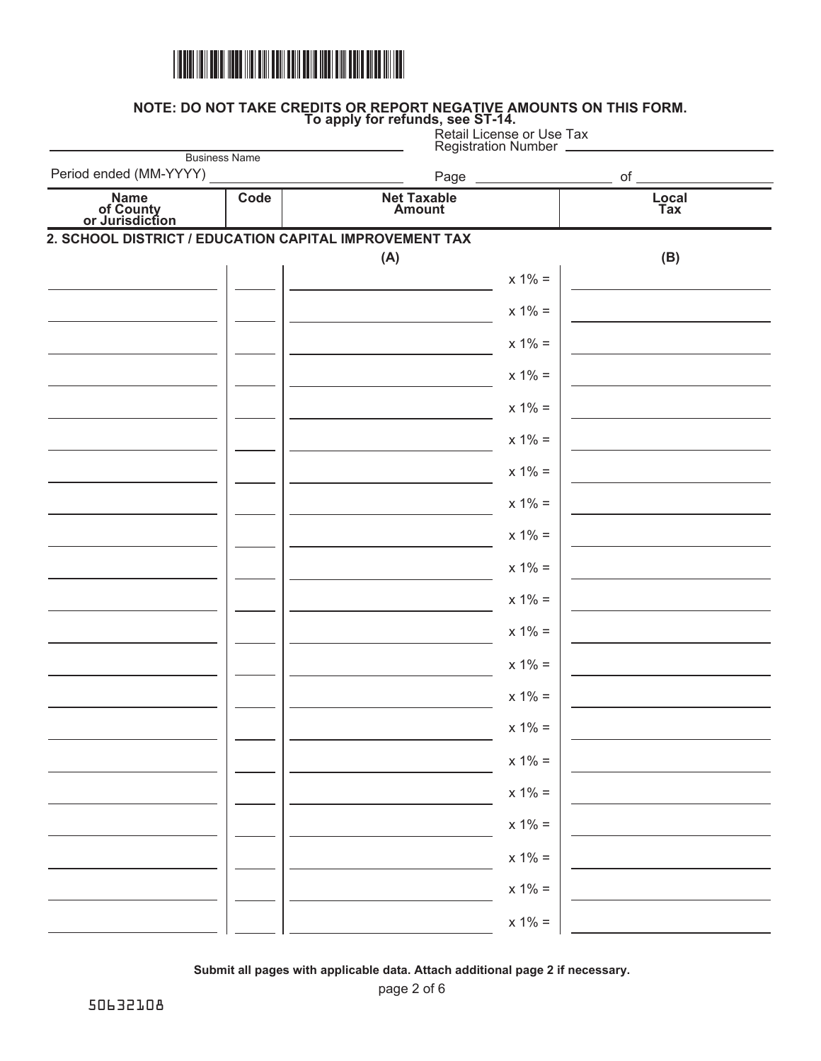**NOTE: DO NOT TAKE CREDITS OR REPORT NEGATIVE AMOUNTS ON THIS FORM.**
**To apply for refunds, see ST-14.**

Business Name ______________________ Retail License or Use Tax Registration Number ______________________

Period ended (MM-YYYY) ______________________ Page __________ of __________

| Name of County or Jurisdiction | Code | Net Taxable Amount | | Local Tax |
|---|---|---|---|---|
| **2. SCHOOL DISTRICT / EDUCATION CAPITAL IMPROVEMENT TAX** | | | | |
| | | **(A)** | | **(B)** |
| | | | x 1% = | |
| | | | x 1% = | |
| | | | x 1% = | |
| | | | x 1% = | |
| | | | x 1% = | |
| | | | x 1% = | |
| | | | x 1% = | |
| | | | x 1% = | |
| | | | x 1% = | |
| | | | x 1% = | |
| | | | x 1% = | |
| | | | x 1% = | |
| | | | x 1% = | |
| | | | x 1% = | |
| | | | x 1% = | |
| | | | x 1% = | |
| | | | x 1% = | |
| | | | x 1% = | |
| | | | x 1% = | |
| | | | x 1% = | |
| | | | x 1% = | |

**Submit all pages with applicable data. Attach additional page 2 if necessary.**

50632108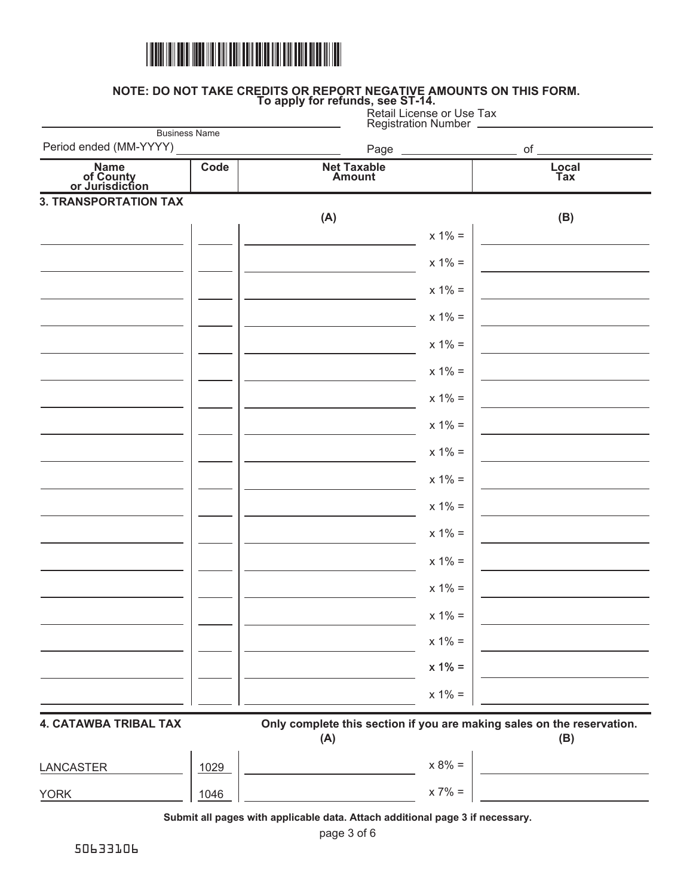**NOTE: DO NOT TAKE CREDITS OR REPORT NEGATIVE AMOUNTS ON THIS FORM.**
**To apply for refunds, see ST-14.**

Business Name ______________________

Retail License or Use Tax Registration Number ______________________

Period ended (MM-YYYY) ______________________ Page ________ of ________

| Name of County or Jurisdiction | Code | Net Taxable Amount | | Local Tax |
|---|---|---|---|---|
| **3. TRANSPORTATION TAX** | | | | |
| | | **(A)** | | **(B)** |
| | | | x 1% = | |
| | | | x 1% = | |
| | | | x 1% = | |
| | | | x 1% = | |
| | | | x 1% = | |
| | | | x 1% = | |
| | | | x 1% = | |
| | | | x 1% = | |
| | | | x 1% = | |
| | | | x 1% = | |
| | | | x 1% = | |
| | | | x 1% = | |
| | | | x 1% = | |
| | | | x 1% = | |
| | | | x 1% = | |
| | | | x 1% = | |
| | | | x 1% = | |
| | | | x 1% = | |

| **4. CATAWBA TRIBAL TAX** | | **Only complete this section if you are making sales on the reservation.** | | |
|---|---|---|---|---|
| | | **(A)** | | **(B)** |
| LANCASTER | 1029 | | x 8% = | |
| YORK | 1046 | | x 7% = | |

**Submit all pages with applicable data. Attach additional page 3 if necessary.**

50633106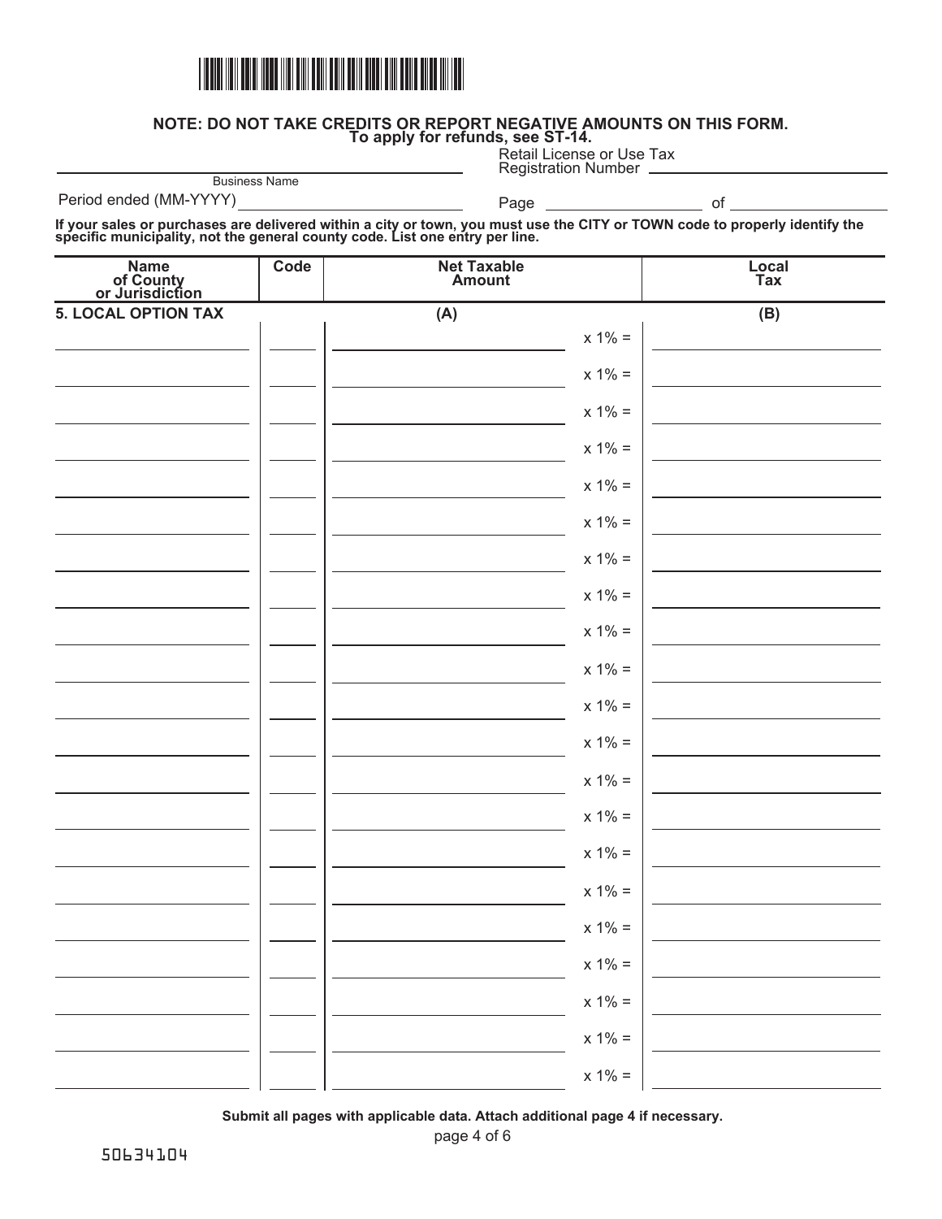**NOTE: DO NOT TAKE CREDITS OR REPORT NEGATIVE AMOUNTS ON THIS FORM.**
**To apply for refunds, see ST-14.**

Business Name ______________________

Retail License or Use Tax Registration Number ______________________

Period ended (MM-YYYY) ______________________

Page ________ of ________

**If your sales or purchases are delivered within a city or town, you must use the CITY or TOWN code to properly identify the specific municipality, not the general county code. List one entry per line.**

| Name of County or Jurisdiction | Code | Net Taxable Amount | | Local Tax |
|---|---|---|---|---|
| **5. LOCAL OPTION TAX** | | **(A)** | | **(B)** |
| | | | x 1% = | |
| | | | x 1% = | |
| | | | x 1% = | |
| | | | x 1% = | |
| | | | x 1% = | |
| | | | x 1% = | |
| | | | x 1% = | |
| | | | x 1% = | |
| | | | x 1% = | |
| | | | x 1% = | |
| | | | x 1% = | |
| | | | x 1% = | |
| | | | x 1% = | |
| | | | x 1% = | |
| | | | x 1% = | |
| | | | x 1% = | |
| | | | x 1% = | |
| | | | x 1% = | |
| | | | x 1% = | |
| | | | x 1% = | |
| | | | x 1% = | |

**Submit all pages with applicable data. Attach additional page 4 if necessary.**

50634104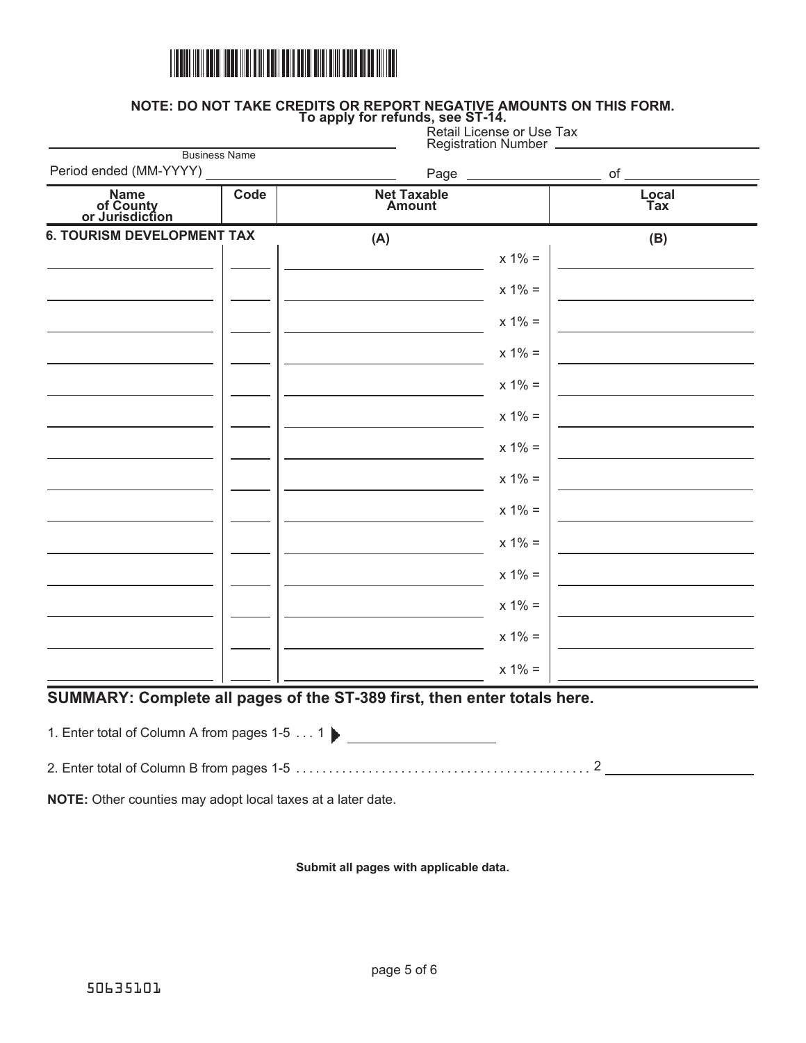**NOTE: DO NOT TAKE CREDITS OR REPORT NEGATIVE AMOUNTS ON THIS FORM.**
**To apply for refunds, see ST-14.**

Business Name ______________________ Retail License or Use Tax Registration Number ______________________

Period ended (MM-YYYY) ______________________ Page __________ of __________

| Name of County or Jurisdiction | Code | Net Taxable Amount | | Local Tax |
|---|---|---|---|---|
| **6. TOURISM DEVELOPMENT TAX** | | **(A)** | | **(B)** |
| | | | x 1% = | |
| | | | x 1% = | |
| | | | x 1% = | |
| | | | x 1% = | |
| | | | x 1% = | |
| | | | x 1% = | |
| | | | x 1% = | |
| | | | x 1% = | |
| | | | x 1% = | |
| | | | x 1% = | |
| | | | x 1% = | |
| | | | x 1% = | |
| | | | x 1% = | |
| | | | x 1% = | |

## SUMMARY: Complete all pages of the ST-389 first, then enter totals here.

1. Enter total of Column A from pages 1-5 . . . 1 ▶ ______________________

2. Enter total of Column B from pages 1-5 . . . . . . . . . . . . . . . . . . . . . . . . . . . . . . . . . . . . . . . . . . . 2 ______________________

**NOTE:** Other counties may adopt local taxes at a later date.

**Submit all pages with applicable data.**

50635101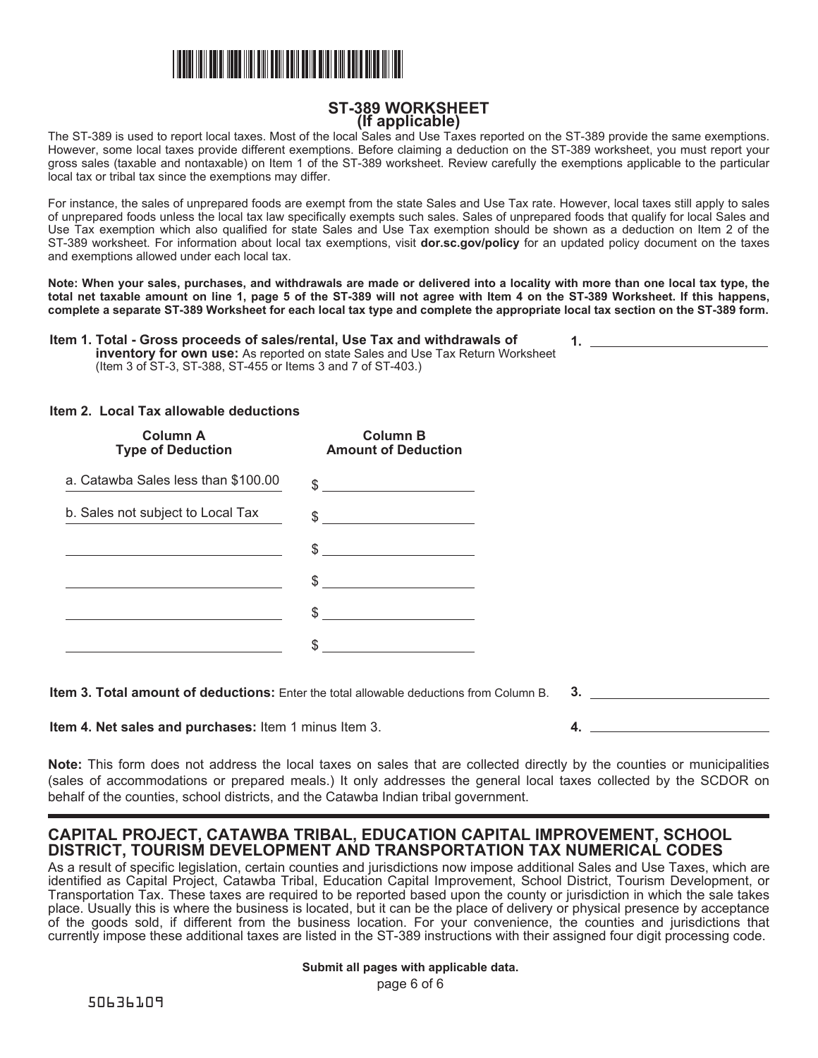# ST-389 WORKSHEET
## (If applicable)

The ST-389 is used to report local taxes. Most of the local Sales and Use Taxes reported on the ST-389 provide the same exemptions. However, some local taxes provide different exemptions. Before claiming a deduction on the ST-389 worksheet, you must report your gross sales (taxable and nontaxable) on Item 1 of the ST-389 worksheet. Review carefully the exemptions applicable to the particular local tax or tribal tax since the exemptions may differ.

For instance, the sales of unprepared foods are exempt from the state Sales and Use Tax rate. However, local taxes still apply to sales of unprepared foods unless the local tax law specifically exempts such sales. Sales of unprepared foods that qualify for local Sales and Use Tax exemption which also qualified for state Sales and Use Tax exemption should be shown as a deduction on Item 2 of the ST-389 worksheet. For information about local tax exemptions, visit **dor.sc.gov/policy** for an updated policy document on the taxes and exemptions allowed under each local tax.

**Note: When your sales, purchases, and withdrawals are made or delivered into a locality with more than one local tax type, the total net taxable amount on line 1, page 5 of the ST-389 will not agree with Item 4 on the ST-389 Worksheet. If this happens, complete a separate ST-389 Worksheet for each local tax type and complete the appropriate local tax section on the ST-389 form.**

**Item 1. Total - Gross proceeds of sales/rental, Use Tax and withdrawals of inventory for own use:** As reported on state Sales and Use Tax Return Worksheet (Item 3 of ST-3, ST-388, ST-455 or Items 3 and 7 of ST-403.) **1.** ____________

**Item 2. Local Tax allowable deductions**

| Column A<br>Type of Deduction | Column B<br>Amount of Deduction |
|---|---|
| a. Catawba Sales less than $100.00 | $ |
| b. Sales not subject to Local Tax | $ |
| | $ |
| | $ |
| | $ |
| | $ |

**Item 3. Total amount of deductions:** Enter the total allowable deductions from Column B. **3.** ____________

**Item 4. Net sales and purchases:** Item 1 minus Item 3. **4.** ____________

**Note:** This form does not address the local taxes on sales that are collected directly by the counties or municipalities (sales of accommodations or prepared meals.) It only addresses the general local taxes collected by the SCDOR on behalf of the counties, school districts, and the Catawba Indian tribal government.

## CAPITAL PROJECT, CATAWBA TRIBAL, EDUCATION CAPITAL IMPROVEMENT, SCHOOL DISTRICT, TOURISM DEVELOPMENT AND TRANSPORTATION TAX NUMERICAL CODES

As a result of specific legislation, certain counties and jurisdictions now impose additional Sales and Use Taxes, which are identified as Capital Project, Catawba Tribal, Education Capital Improvement, School District, Tourism Development, or Transportation Tax. These taxes are required to be reported based upon the county or jurisdiction in which the sale takes place. Usually this is where the business is located, but it can be the place of delivery or physical presence by acceptance of the goods sold, if different from the business location. For your convenience, the counties and jurisdictions that currently impose these additional taxes are listed in the ST-389 instructions with their assigned four digit processing code.

**Submit all pages with applicable data.**

50636109